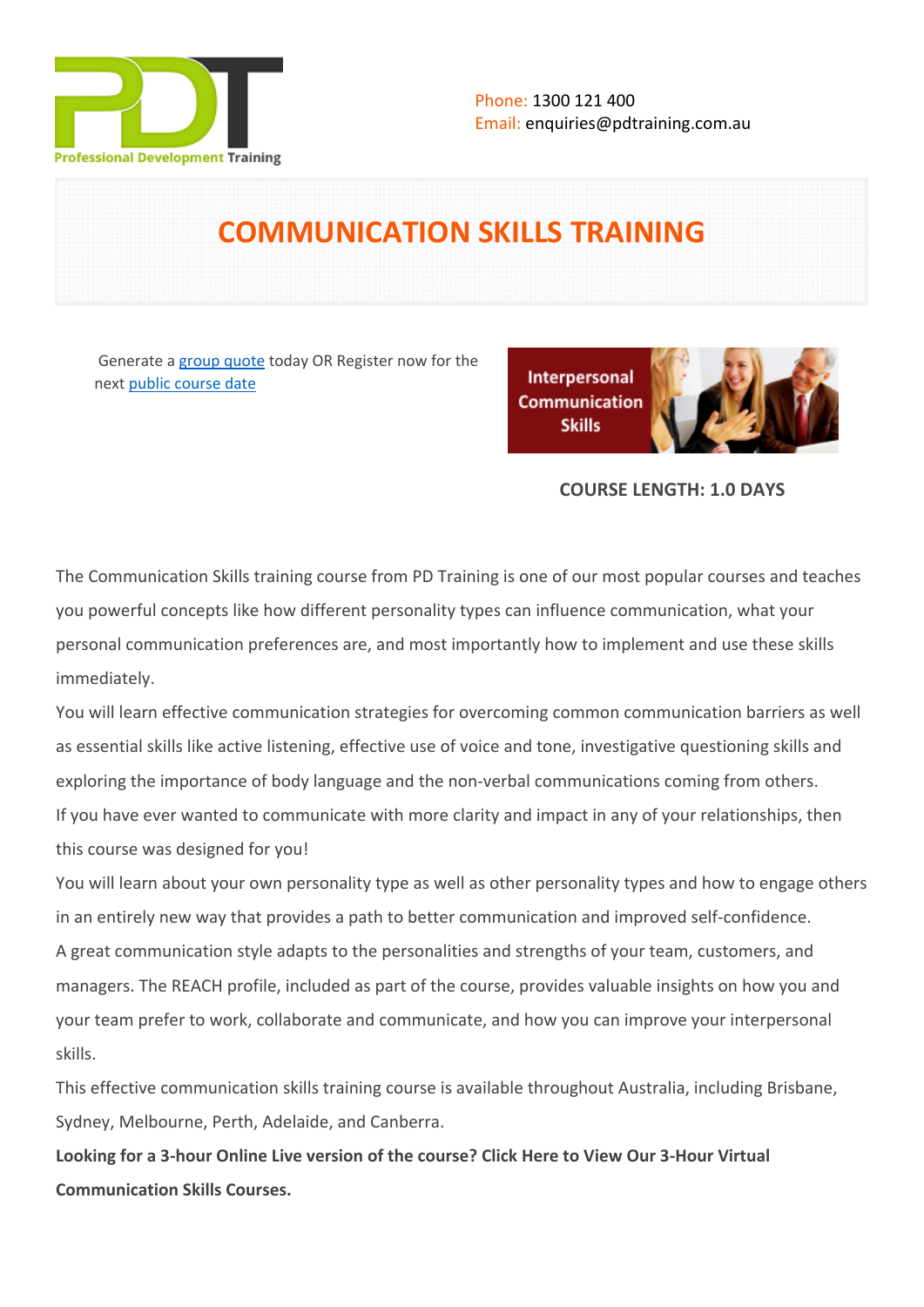Phone: 1300 121 400
Email: enquiries@pdtraining.com.au

# COMMUNICATION SKILLS TRAINING

Generate a group quote today OR Register now for the next public course date

**COURSE LENGTH: 1.0 DAYS**

The Communication Skills training course from PD Training is one of our most popular courses and teaches you powerful concepts like how different personality types can influence communication, what your personal communication preferences are, and most importantly how to implement and use these skills immediately.

You will learn effective communication strategies for overcoming common communication barriers as well as essential skills like active listening, effective use of voice and tone, investigative questioning skills and exploring the importance of body language and the non-verbal communications coming from others.

If you have ever wanted to communicate with more clarity and impact in any of your relationships, then this course was designed for you!

You will learn about your own personality type as well as other personality types and how to engage others in an entirely new way that provides a path to better communication and improved self-confidence.

A great communication style adapts to the personalities and strengths of your team, customers, and managers. The REACH profile, included as part of the course, provides valuable insights on how you and your team prefer to work, collaborate and communicate, and how you can improve your interpersonal skills.

This effective communication skills training course is available throughout Australia, including Brisbane, Sydney, Melbourne, Perth, Adelaide, and Canberra.

**Looking for a 3-hour Online Live version of the course? Click Here to View Our 3-Hour Virtual Communication Skills Courses.**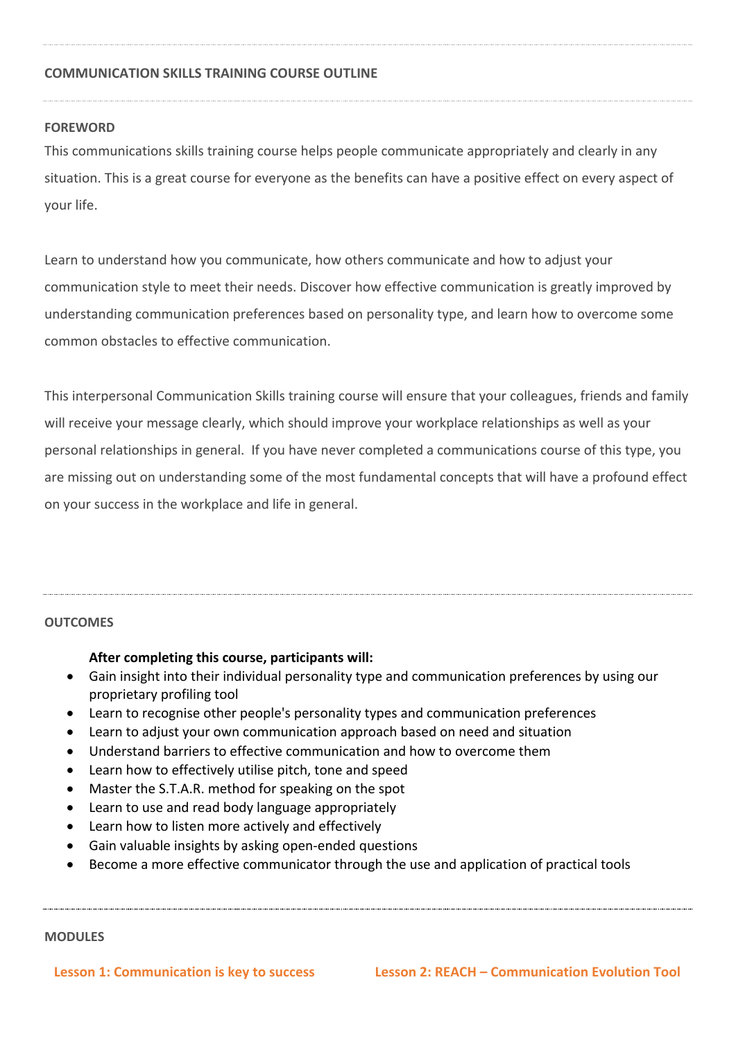## COMMUNICATION SKILLS TRAINING COURSE OUTLINE

### FOREWORD

This communications skills training course helps people communicate appropriately and clearly in any situation. This is a great course for everyone as the benefits can have a positive effect on every aspect of your life.

Learn to understand how you communicate, how others communicate and how to adjust your communication style to meet their needs. Discover how effective communication is greatly improved by understanding communication preferences based on personality type, and learn how to overcome some common obstacles to effective communication.

This interpersonal Communication Skills training course will ensure that your colleagues, friends and family will receive your message clearly, which should improve your workplace relationships as well as your personal relationships in general. If you have never completed a communications course of this type, you are missing out on understanding some of the most fundamental concepts that will have a profound effect on your success in the workplace and life in general.

### OUTCOMES

**After completing this course, participants will:**

- Gain insight into their individual personality type and communication preferences by using our proprietary profiling tool
- Learn to recognise other people's personality types and communication preferences
- Learn to adjust your own communication approach based on need and situation
- Understand barriers to effective communication and how to overcome them
- Learn how to effectively utilise pitch, tone and speed
- Master the S.T.A.R. method for speaking on the spot
- Learn to use and read body language appropriately
- Learn how to listen more actively and effectively
- Gain valuable insights by asking open-ended questions
- Become a more effective communicator through the use and application of practical tools

### MODULES

**Lesson 1: Communication is key to success**

**Lesson 2: REACH – Communication Evolution Tool**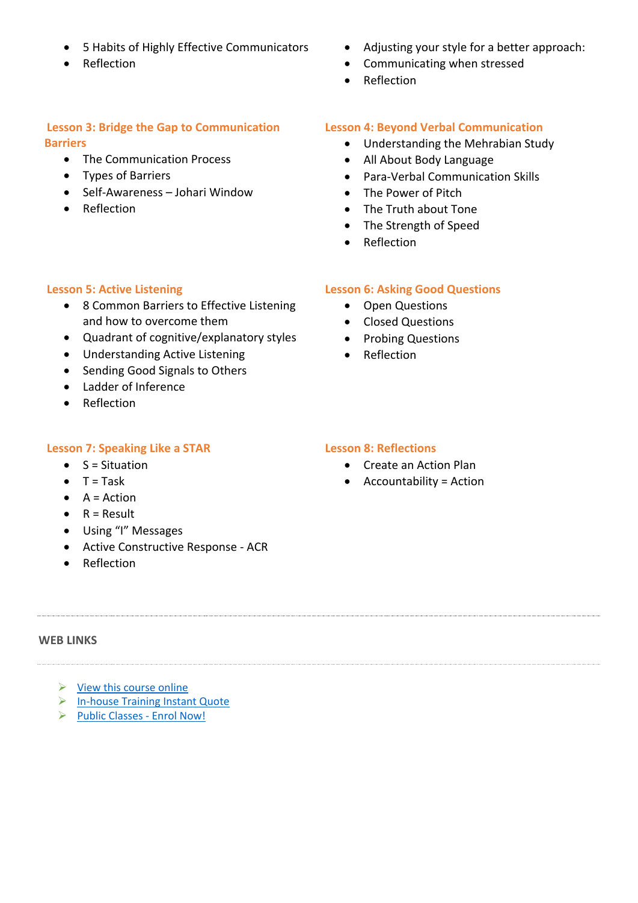- 5 Habits of Highly Effective Communicators
- Reflection

- Adjusting your style for a better approach:
- Communicating when stressed
- Reflection

### Lesson 3: Bridge the Gap to Communication Barriers

- The Communication Process
- Types of Barriers
- Self-Awareness – Johari Window
- Reflection

### Lesson 4: Beyond Verbal Communication

- Understanding the Mehrabian Study
- All About Body Language
- Para-Verbal Communication Skills
- The Power of Pitch
- The Truth about Tone
- The Strength of Speed
- Reflection

### Lesson 5: Active Listening

- 8 Common Barriers to Effective Listening and how to overcome them
- Quadrant of cognitive/explanatory styles
- Understanding Active Listening
- Sending Good Signals to Others
- Ladder of Inference
- Reflection

### Lesson 6: Asking Good Questions

- Open Questions
- Closed Questions
- Probing Questions
- Reflection

### Lesson 7: Speaking Like a STAR

- S = Situation
- T = Task
- A = Action
- R = Result
- Using “I” Messages
- Active Constructive Response - ACR
- Reflection

### Lesson 8: Reflections

- Create an Action Plan
- Accountability = Action

---

## WEB LINKS

---

- View this course online
- In-house Training Instant Quote
- Public Classes - Enrol Now!